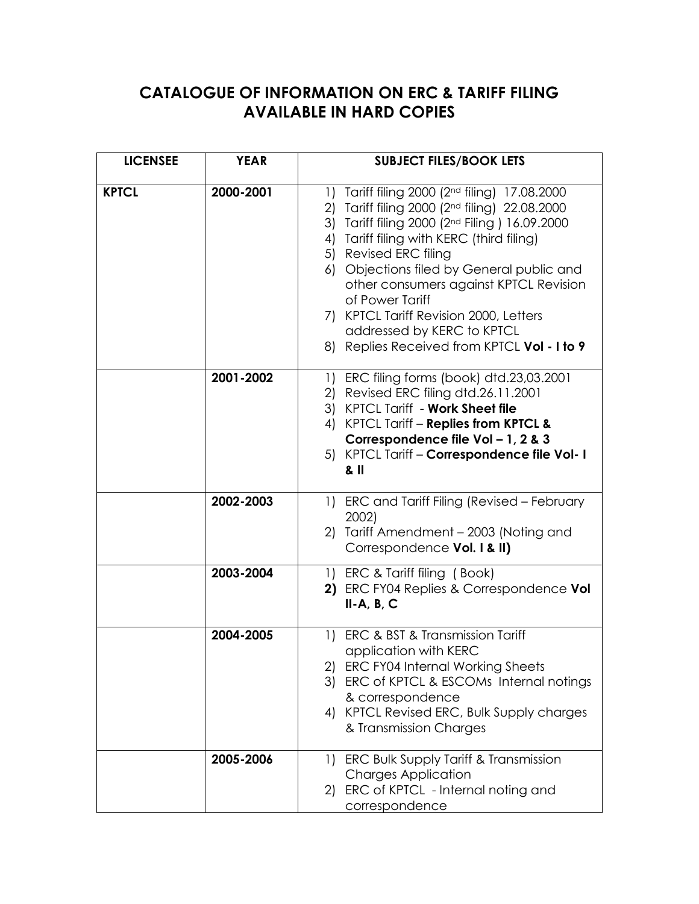# CATALOGUE OF INFORMATION ON ERC & TARIFF FILING AVAILABLE IN HARD COPIES

| LICENSEE | YEAR | SUBJECT FILES/BOOK LETS |
|---|---|---|
| **KPTCL** | **2000-2001** | 1) Tariff filing 2000 (2nd filing) 17.08.2000<br>2) Tariff filing 2000 (2nd filing) 22.08.2000<br>3) Tariff filing 2000 (2nd Filing ) 16.09.2000<br>4) Tariff filing with KERC (third filing)<br>5) Revised ERC filing<br>6) Objections filed by General public and other consumers against KPTCL Revision of Power Tariff<br>7) KPTCL Tariff Revision 2000, Letters addressed by KERC to KPTCL<br>8) Replies Received from KPTCL **Vol - I to 9** |
| | **2001-2002** | 1) ERC filing forms (book) dtd.23,03.2001<br>2) Revised ERC filing dtd.26.11.2001<br>3) KPTCL Tariff - **Work Sheet file**<br>4) KPTCL Tariff – **Replies from KPTCL & Correspondence file Vol – 1, 2 & 3**<br>5) KPTCL Tariff – **Correspondence file Vol- I & II** |
| | **2002-2003** | 1) ERC and Tariff Filing (Revised – February 2002)<br>2) Tariff Amendment – 2003 (Noting and Correspondence **Vol. I & II)** |
| | **2003-2004** | 1) ERC & Tariff filing ( Book)<br>**2)** ERC FY04 Replies & Correspondence **Vol II-A, B, C** |
| | **2004-2005** | 1) ERC & BST & Transmission Tariff application with KERC<br>2) ERC FY04 Internal Working Sheets<br>3) ERC of KPTCL & ESCOMs Internal notings & correspondence<br>4) KPTCL Revised ERC, Bulk Supply charges & Transmission Charges |
| | **2005-2006** | 1) ERC Bulk Supply Tariff & Transmission Charges Application<br>2) ERC of KPTCL - Internal noting and correspondence |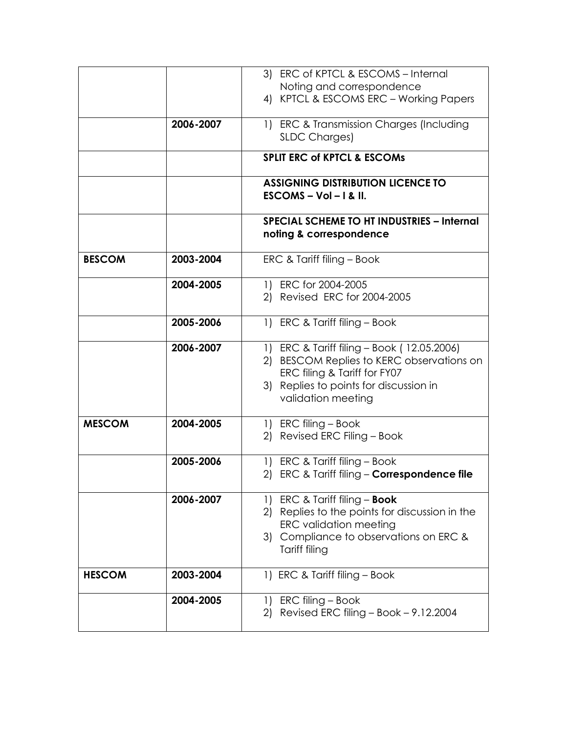| | | |
|---|---|---|
| | | 3) ERC of KPTCL & ESCOMS – Internal Noting and correspondence<br>4) KPTCL & ESCOMS ERC – Working Papers |
| | **2006-2007** | 1) ERC & Transmission Charges (Including SLDC Charges) |
| | | **SPLIT ERC of KPTCL & ESCOMs** |
| | | **ASSIGNING DISTRIBUTION LICENCE TO ESCOMS – Vol – I & II.** |
| | | **SPECIAL SCHEME TO HT INDUSTRIES – Internal noting & correspondence** |
| **BESCOM** | **2003-2004** | ERC & Tariff filing – Book |
| | **2004-2005** | 1) ERC for 2004-2005<br>2) Revised ERC for 2004-2005 |
| | **2005-2006** | 1) ERC & Tariff filing – Book |
| | **2006-2007** | 1) ERC & Tariff filing – Book ( 12.05.2006)<br>2) BESCOM Replies to KERC observations on ERC filing & Tariff for FY07<br>3) Replies to points for discussion in validation meeting |
| **MESCOM** | **2004-2005** | 1) ERC filing – Book<br>2) Revised ERC Filing – Book |
| | **2005-2006** | 1) ERC & Tariff filing – Book<br>2) ERC & Tariff filing – **Correspondence file** |
| | **2006-2007** | 1) ERC & Tariff filing – **Book**<br>2) Replies to the points for discussion in the ERC validation meeting<br>3) Compliance to observations on ERC & Tariff filing |
| **HESCOM** | **2003-2004** | 1) ERC & Tariff filing – Book |
| | **2004-2005** | 1) ERC filing – Book<br>2) Revised ERC filing – Book – 9.12.2004 |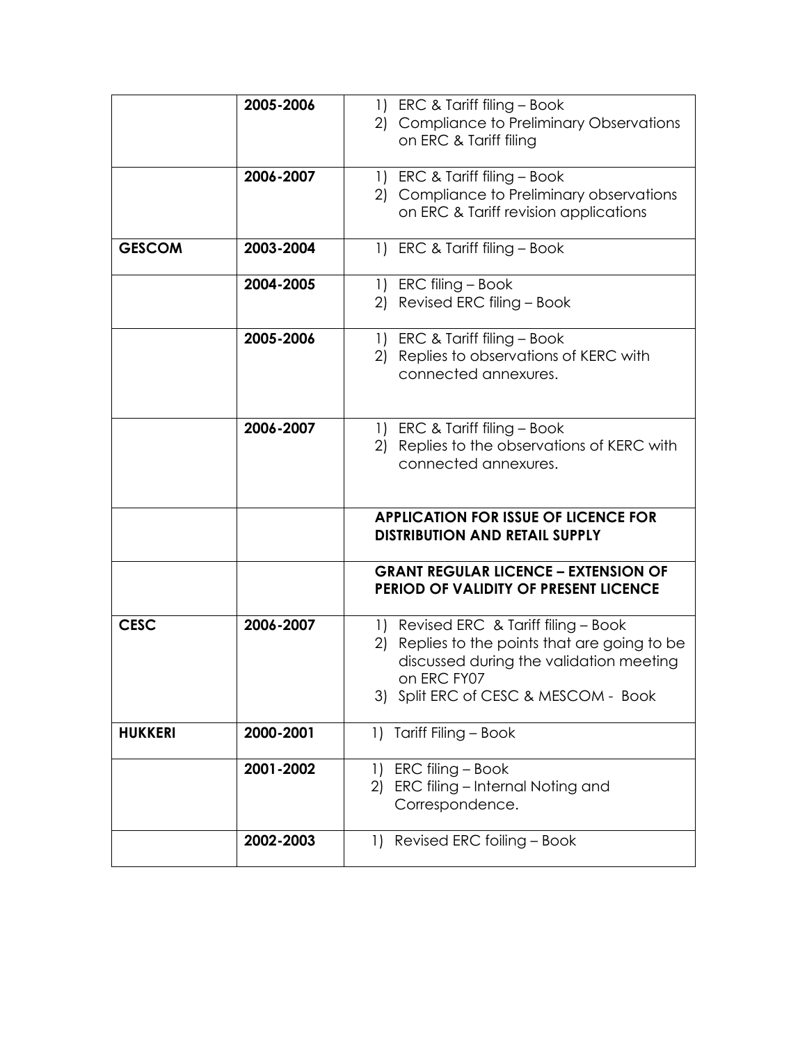| | | |
|---|---|---|
| | **2005-2006** | 1) ERC & Tariff filing – Book<br>2) Compliance to Preliminary Observations on ERC & Tariff filing |
| | **2006-2007** | 1) ERC & Tariff filing – Book<br>2) Compliance to Preliminary observations on ERC & Tariff revision applications |
| **GESCOM** | **2003-2004** | 1) ERC & Tariff filing – Book |
| | **2004-2005** | 1) ERC filing – Book<br>2) Revised ERC filing – Book |
| | **2005-2006** | 1) ERC & Tariff filing – Book<br>2) Replies to observations of KERC with connected annexures. |
| | **2006-2007** | 1) ERC & Tariff filing – Book<br>2) Replies to the observations of KERC with connected annexures. |
| | | **APPLICATION FOR ISSUE OF LICENCE FOR DISTRIBUTION AND RETAIL SUPPLY** |
| | | **GRANT REGULAR LICENCE – EXTENSION OF PERIOD OF VALIDITY OF PRESENT LICENCE** |
| **CESC** | **2006-2007** | 1) Revised ERC & Tariff filing – Book<br>2) Replies to the points that are going to be discussed during the validation meeting on ERC FY07<br>3) Split ERC of CESC & MESCOM - Book |
| **HUKKERI** | **2000-2001** | 1) Tariff Filing – Book |
| | **2001-2002** | 1) ERC filing – Book<br>2) ERC filing – Internal Noting and Correspondence. |
| | **2002-2003** | 1) Revised ERC foiling – Book |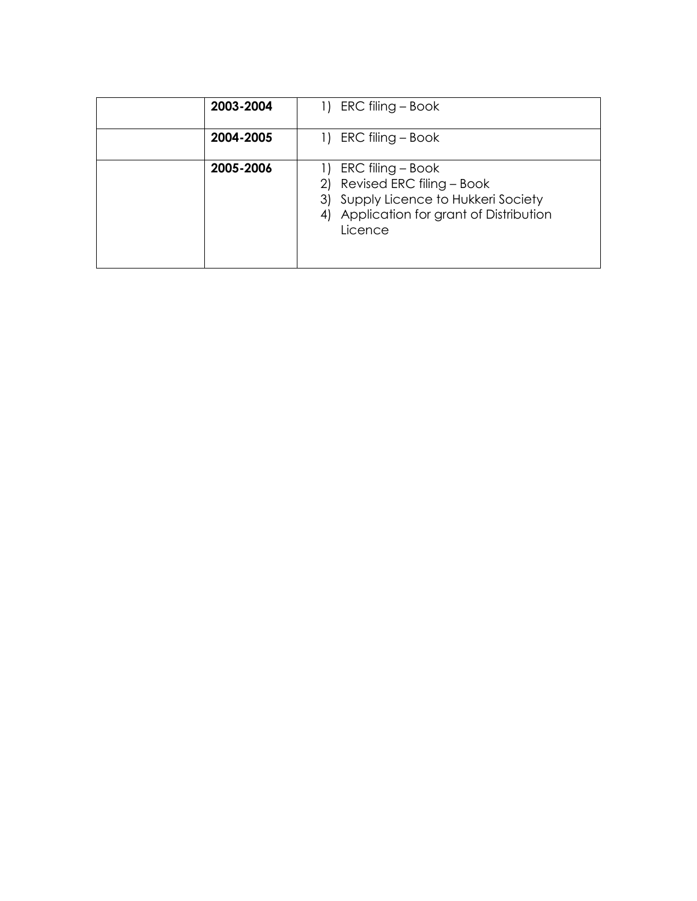| | | |
|---|---|---|
| | **2003-2004** | 1) ERC filing – Book |
| | **2004-2005** | 1) ERC filing – Book |
| | **2005-2006** | 1) ERC filing – Book<br>2) Revised ERC filing – Book<br>3) Supply Licence to Hukkeri Society<br>4) Application for grant of Distribution Licence |